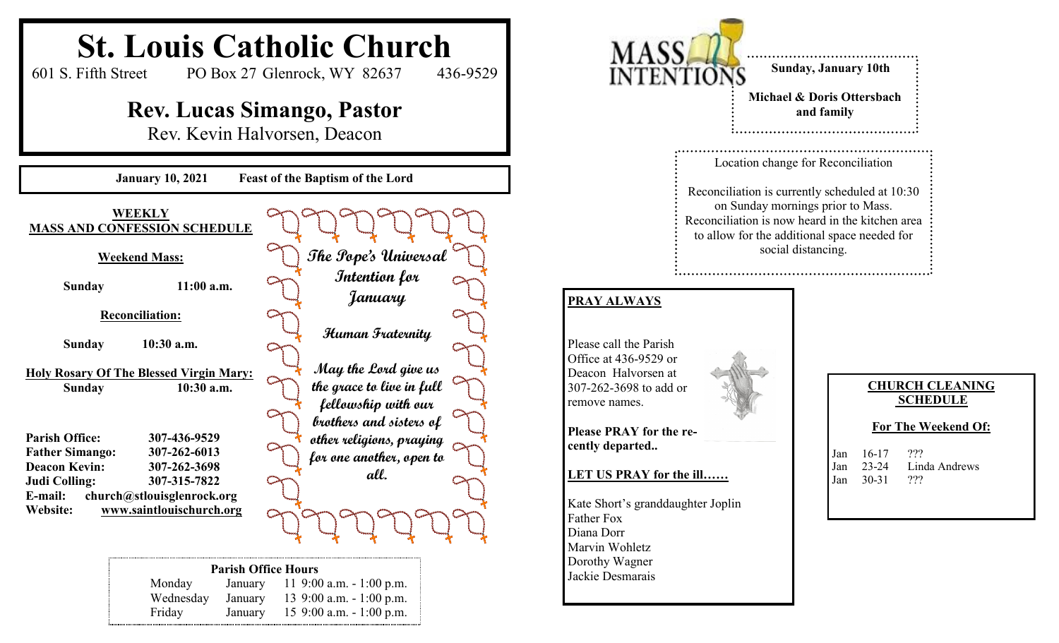# St. Louis Catholic Church

601 S. Fifth Street PO Box 27 Glenrock, WY 82637 436-9529

## Rev. Lucas Simango, Pastor

Rev. Kevin Halvorsen, Deacon

**January 10, 2021 Feast of the Baptism of the Lord**

### WEEKLY MASS AND CONFESSION SCHEDULE

**Weekend Mass:**

**Sunday 11:00 a.m.**

**Reconciliation:**

**Sunday 10:30 a.m.**

**Holy Rosary Of The Blessed Virgin Mary:**
**Sunday 10:30 a.m.**

**Parish Office:** 307-436-9529
**Father Simango:** 307-262-6013
**Deacon Kevin:** 307-262-3698
**Judi Colling:** 307-315-7822
**E-mail:** church@stlouisglenrock.org
**Website:** www.saintlouischurch.org

### *The Pope's Universal Intention for January*

***Human Fraternity***

*May the Lord give us the grace to live in full fellowship with our brothers and sisters of other religions, praying for one another, open to all.*

**Parish Office Hours**

| | | |
|---|---|---|
| Monday | January | 11 9:00 a.m. - 1:00 p.m. |
| Wednesday | January | 13 9:00 a.m. - 1:00 p.m. |
| Friday | January | 15 9:00 a.m. - 1:00 p.m. |

## MASS INTENTIONS

**Sunday, January 10th**

**Michael & Doris Ottersbach and family**

Location change for Reconciliation

Reconciliation is currently scheduled at 10:30 on Sunday mornings prior to Mass. Reconciliation is now heard in the kitchen area to allow for the additional space needed for social distancing.

### PRAY ALWAYS

Please call the Parish Office at 436-9529 or Deacon Halvorsen at 307-262-3698 to add or remove names.

**Please PRAY for the recently departed..**

**LET US PRAY for the ill……**

Kate Short's granddaughter Joplin
Father Fox
Diana Dorr
Marvin Wohletz
Dorothy Wagner
Jackie Desmarais

### CHURCH CLEANING SCHEDULE

**For The Weekend Of:**

| | | |
|---|---|---|
| Jan | 16-17 | ??? |
| Jan | 23-24 | Linda Andrews |
| Jan | 30-31 | ??? |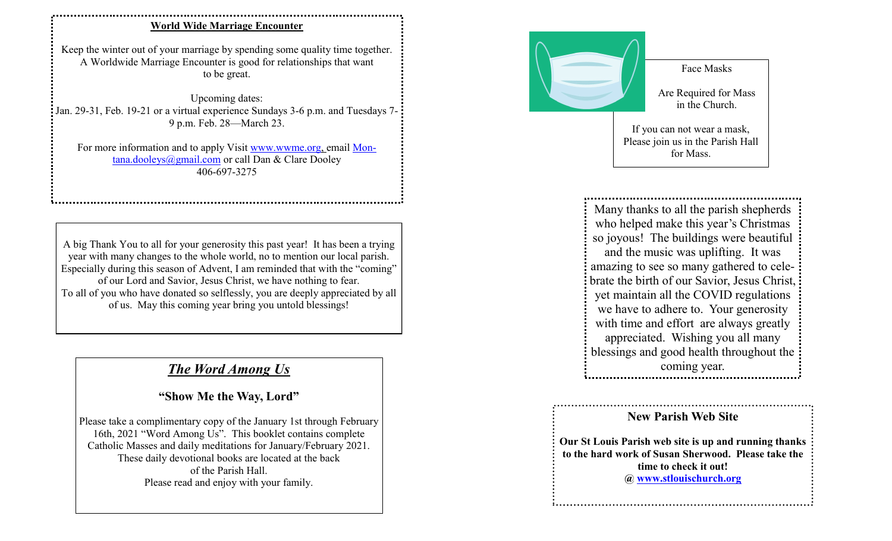## World Wide Marriage Encounter

Keep the winter out of your marriage by spending some quality time together. A Worldwide Marriage Encounter is good for relationships that want to be great.

Upcoming dates:
Jan. 29-31, Feb. 19-21 or a virtual experience Sundays 3-6 p.m. and Tuesdays 7-9 p.m. Feb. 28—March 23.

For more information and to apply Visit www.wwme.org, email Montana.dooleys@gmail.com or call Dan & Clare Dooley 406-697-3275

---

A big Thank You to all for your generosity this past year! It has been a trying year with many changes to the whole world, no to mention our local parish. Especially during this season of Advent, I am reminded that with the "coming" of our Lord and Savior, Jesus Christ, we have nothing to fear. To all of you who have donated so selflessly, you are deeply appreciated by all of us. May this coming year bring you untold blessings!

---

## *The Word Among Us*

### "Show Me the Way, Lord"

Please take a complimentary copy of the January 1st through February 16th, 2021 "Word Among Us". This booklet contains complete Catholic Masses and daily meditations for January/February 2021. These daily devotional books are located at the back of the Parish Hall.
Please read and enjoy with your family.

---

Face Masks

Are Required for Mass in the Church.

If you can not wear a mask, Please join us in the Parish Hall for Mass.

---

Many thanks to all the parish shepherds who helped make this year's Christmas so joyous! The buildings were beautiful and the music was uplifting. It was amazing to see so many gathered to celebrate the birth of our Savior, Jesus Christ, yet maintain all the COVID regulations we have to adhere to. Your generosity with time and effort are always greatly appreciated. Wishing you all many blessings and good health throughout the coming year.

---

## New Parish Web Site

**Our St Louis Parish web site is up and running thanks to the hard work of Susan Sherwood. Please take the time to check it out!**
**@ www.stlouischurch.org**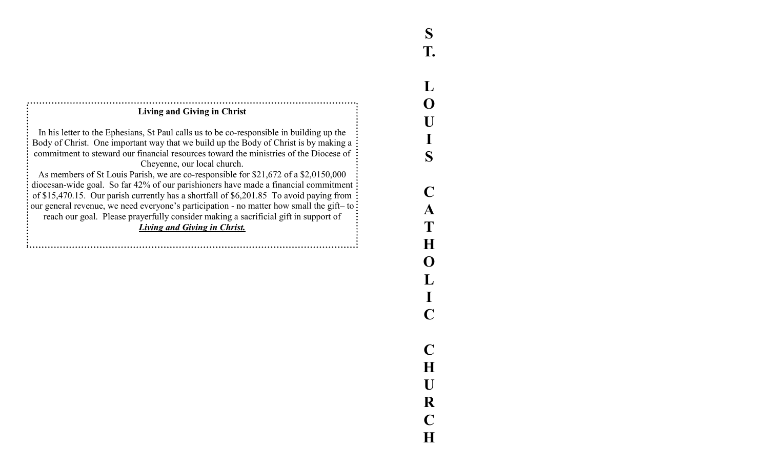**Living and Giving in Christ**

In his letter to the Ephesians, St Paul calls us to be co-responsible in building up the Body of Christ. One important way that we build up the Body of Christ is by making a commitment to steward our financial resources toward the ministries of the Diocese of Cheyenne, our local church.

As members of St Louis Parish, we are co-responsible for $21,672 of a $2,0150,000 diocesan-wide goal. So far 42% of our parishioners have made a financial commitment of $15,470.15. Our parish currently has a shortfall of $6,201.85 To avoid paying from our general revenue, we need everyone's participation - no matter how small the gift– to reach our goal. Please prayerfully consider making a sacrificial gift in support of ***Living and Giving in Christ.***

**ST. LOUIS CATHOLIC CHURCH**